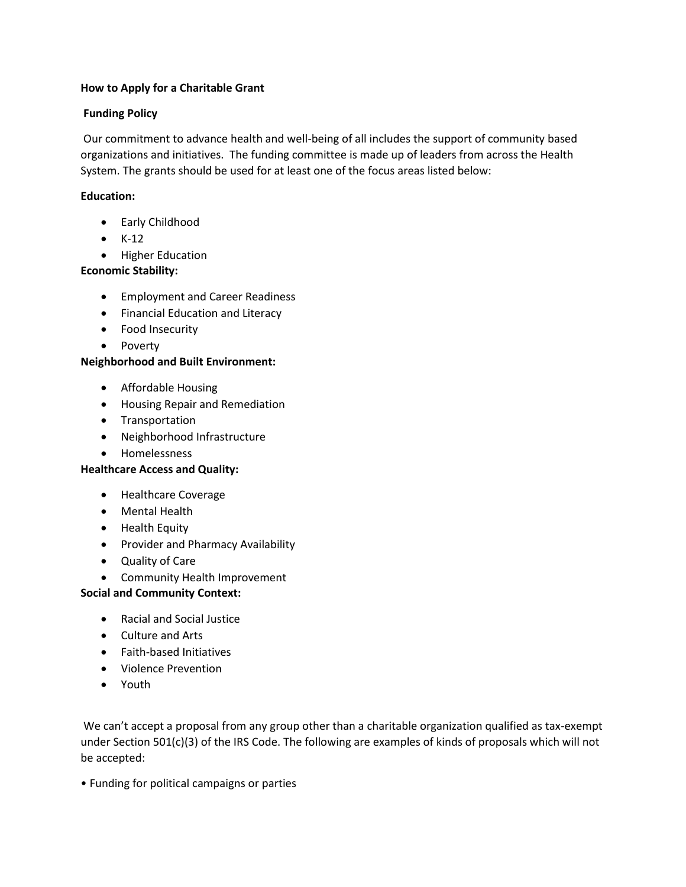**How to Apply for a Charitable Grant**

**Funding Policy**

Our commitment to advance health and well-being of all includes the support of community based organizations and initiatives. The funding committee is made up of leaders from across the Health System. The grants should be used for at least one of the focus areas listed below:

**Education:**

- Early Childhood
- K-12
- Higher Education

**Economic Stability:**

- Employment and Career Readiness
- Financial Education and Literacy
- Food Insecurity
- Poverty

**Neighborhood and Built Environment:**

- Affordable Housing
- Housing Repair and Remediation
- Transportation
- Neighborhood Infrastructure
- Homelessness

**Healthcare Access and Quality:**

- Healthcare Coverage
- Mental Health
- Health Equity
- Provider and Pharmacy Availability
- Quality of Care
- Community Health Improvement

**Social and Community Context:**

- Racial and Social Justice
- Culture and Arts
- Faith-based Initiatives
- Violence Prevention
- Youth

We can't accept a proposal from any group other than a charitable organization qualified as tax-exempt under Section 501(c)(3) of the IRS Code. The following are examples of kinds of proposals which will not be accepted:

- Funding for political campaigns or parties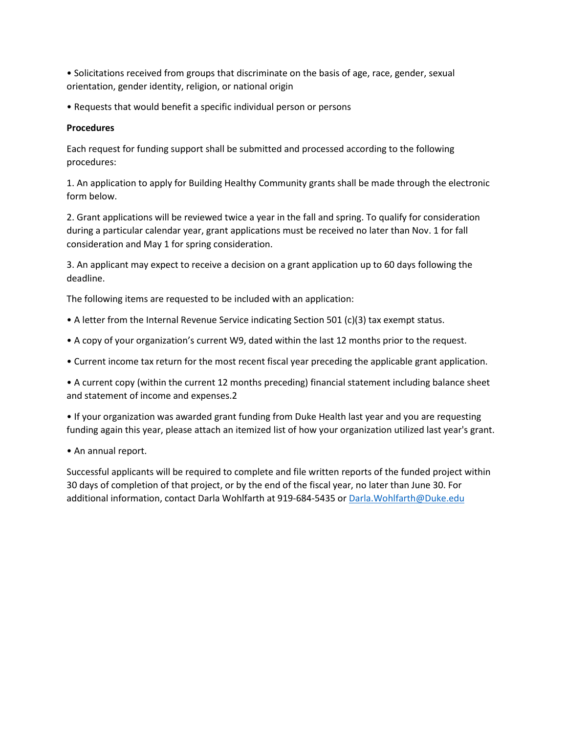• Solicitations received from groups that discriminate on the basis of age, race, gender, sexual orientation, gender identity, religion, or national origin

• Requests that would benefit a specific individual person or persons

**Procedures**

Each request for funding support shall be submitted and processed according to the following procedures:

1. An application to apply for Building Healthy Community grants shall be made through the electronic form below.

2. Grant applications will be reviewed twice a year in the fall and spring. To qualify for consideration during a particular calendar year, grant applications must be received no later than Nov. 1 for fall consideration and May 1 for spring consideration.

3. An applicant may expect to receive a decision on a grant application up to 60 days following the deadline.

The following items are requested to be included with an application:

• A letter from the Internal Revenue Service indicating Section 501 (c)(3) tax exempt status.

• A copy of your organization's current W9, dated within the last 12 months prior to the request.

• Current income tax return for the most recent fiscal year preceding the applicable grant application.

• A current copy (within the current 12 months preceding) financial statement including balance sheet and statement of income and expenses.2

• If your organization was awarded grant funding from Duke Health last year and you are requesting funding again this year, please attach an itemized list of how your organization utilized last year's grant.

• An annual report.

Successful applicants will be required to complete and file written reports of the funded project within 30 days of completion of that project, or by the end of the fiscal year, no later than June 30. For additional information, contact Darla Wohlfarth at 919-684-5435 or [Darla.Wohlfarth@Duke.edu](mailto:Darla.Wohlfarth@Duke.edu)